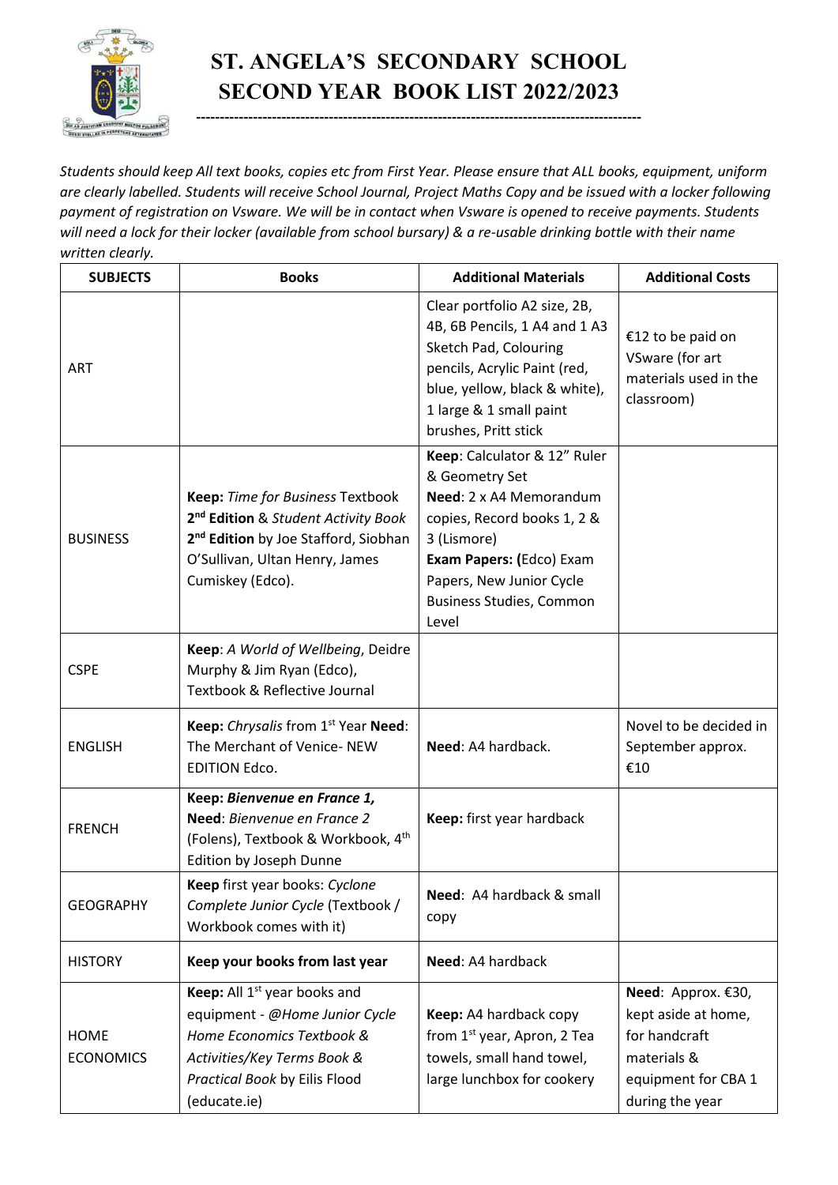# ST. ANGELA'S SECONDARY SCHOOL
# SECOND YEAR BOOK LIST 2022/2023

*Students should keep All text books, copies etc from First Year. Please ensure that ALL books, equipment, uniform are clearly labelled. Students will receive School Journal, Project Maths Copy and be issued with a locker following payment of registration on Vsware. We will be in contact when Vsware is opened to receive payments. Students will need a lock for their locker (available from school bursary) & a re-usable drinking bottle with their name written clearly.*

| SUBJECTS | Books | Additional Materials | Additional Costs |
|---|---|---|---|
| ART | | Clear portfolio A2 size, 2B, 4B, 6B Pencils, 1 A4 and 1 A3 Sketch Pad, Colouring pencils, Acrylic Paint (red, blue, yellow, black & white), 1 large & 1 small paint brushes, Pritt stick | €12 to be paid on VSware (for art materials used in the classroom) |
| BUSINESS | **Keep:** *Time for Business* Textbook **2nd Edition** & *Student Activity Book* **2nd Edition** by Joe Stafford, Siobhan O'Sullivan, Ultan Henry, James Cumiskey (Edco). | **Keep**: Calculator & 12" Ruler & Geometry Set **Need**: 2 x A4 Memorandum copies, Record books 1, 2 & 3 (Lismore) **Exam Papers: (**Edco) Exam Papers, New Junior Cycle Business Studies, Common Level | |
| CSPE | **Keep**: *A World of Wellbeing*, Deidre Murphy & Jim Ryan (Edco), Textbook & Reflective Journal | | |
| ENGLISH | **Keep:** *Chrysalis* from 1st Year **Need**: The Merchant of Venice- NEW EDITION Edco. | **Need**: A4 hardback. | Novel to be decided in September approx. €10 |
| FRENCH | **Keep: *Bienvenue en France 1,*** **Need**: *Bienvenue en France 2* (Folens), Textbook & Workbook, 4th Edition by Joseph Dunne | **Keep:** first year hardback | |
| GEOGRAPHY | **Keep** first year books: *Cyclone Complete Junior Cycle* (Textbook / Workbook comes with it) | **Need**: A4 hardback & small copy | |
| HISTORY | **Keep your books from last year** | **Need**: A4 hardback | |
| HOME ECONOMICS | **Keep:** All 1st year books and equipment - *@Home Junior Cycle Home Economics Textbook & Activities/Key Terms Book & Practical Book* by Eilis Flood (educate.ie) | **Keep:** A4 hardback copy from 1st year, Apron, 2 Tea towels, small hand towel, large lunchbox for cookery | **Need**: Approx. €30, kept aside at home, for handcraft materials & equipment for CBA 1 during the year |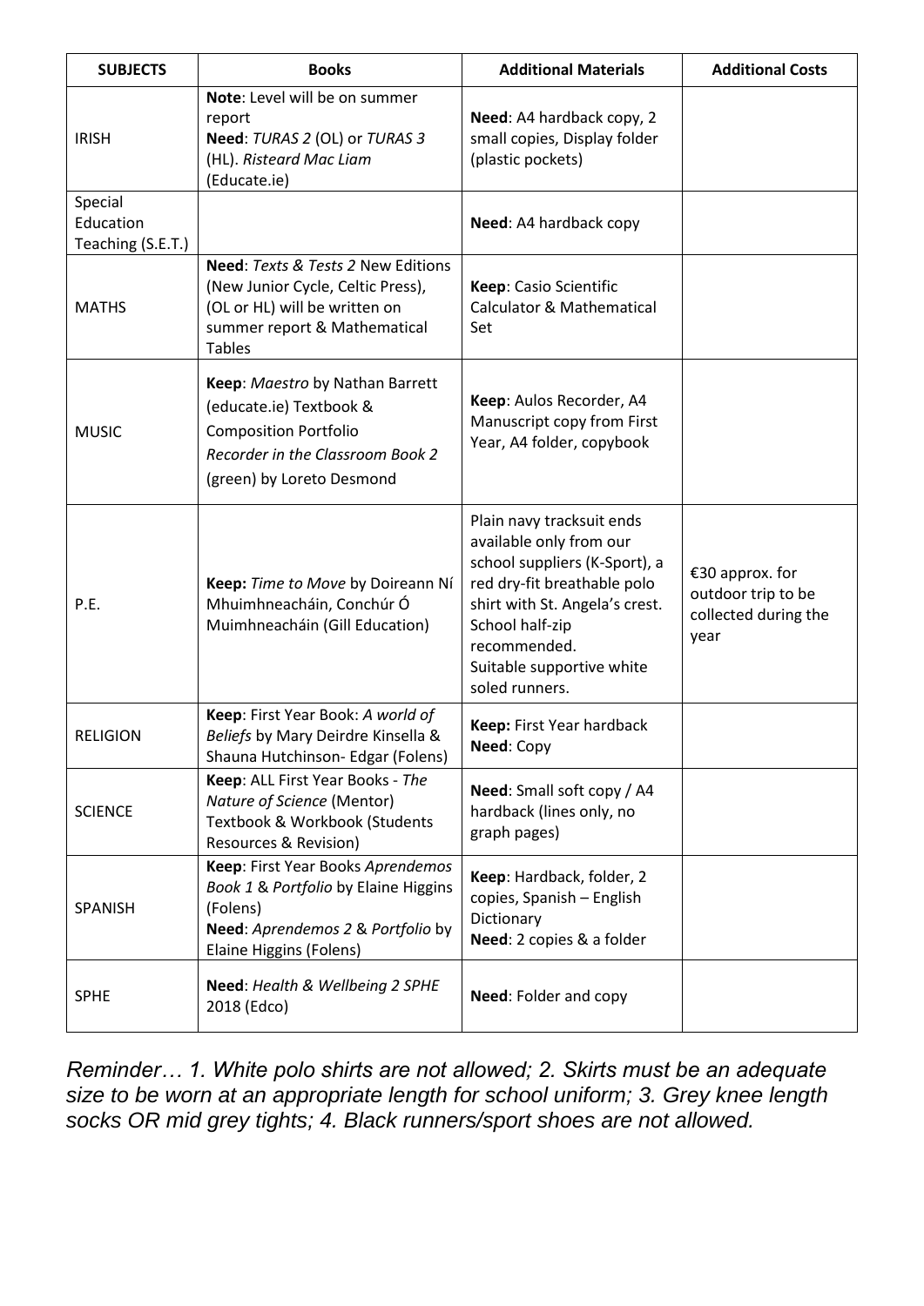| SUBJECTS | Books | Additional Materials | Additional Costs |
| --- | --- | --- | --- |
| IRISH | **Note**: Level will be on summer report<br>**Need**: *TURAS 2* (OL) or *TURAS 3* (HL). *Risteard Mac Liam* (Educate.ie) | **Need**: A4 hardback copy, 2 small copies, Display folder (plastic pockets) | |
| Special Education Teaching (S.E.T.) | | **Need**: A4 hardback copy | |
| MATHS | **Need**: *Texts & Tests 2* New Editions (New Junior Cycle, Celtic Press), (OL or HL) will be written on summer report & Mathematical Tables | **Keep**: Casio Scientific Calculator & Mathematical Set | |
| MUSIC | **Keep**: *Maestro* by Nathan Barrett (educate.ie) Textbook & Composition Portfolio<br>*Recorder in the Classroom Book 2* (green) by Loreto Desmond | **Keep**: Aulos Recorder, A4 Manuscript copy from First Year, A4 folder, copybook | |
| P.E. | **Keep:** *Time to Move* by Doireann Ní Mhuimhneacháin, Conchúr Ó Muimhneacháin (Gill Education) | Plain navy tracksuit ends available only from our school suppliers (K-Sport), a red dry-fit breathable polo shirt with St. Angela's crest. School half-zip recommended.<br>Suitable supportive white soled runners. | €30 approx. for outdoor trip to be collected during the year |
| RELIGION | **Keep**: First Year Book: *A world of Beliefs* by Mary Deirdre Kinsella & Shauna Hutchinson- Edgar (Folens) | **Keep:** First Year hardback<br>**Need**: Copy | |
| SCIENCE | **Keep**: ALL First Year Books - *The Nature of Science* (Mentor) Textbook & Workbook (Students Resources & Revision) | **Need**: Small soft copy / A4 hardback (lines only, no graph pages) | |
| SPANISH | **Keep**: First Year Books *Aprendemos Book 1* & *Portfolio* by Elaine Higgins (Folens)<br>**Need**: *Aprendemos 2* & *Portfolio* by Elaine Higgins (Folens) | **Keep**: Hardback, folder, 2 copies, Spanish – English Dictionary<br>**Need**: 2 copies & a folder | |
| SPHE | **Need**: *Health & Wellbeing 2 SPHE* 2018 (Edco) | **Need**: Folder and copy | |

*Reminder… 1. White polo shirts are not allowed; 2. Skirts must be an adequate size to be worn at an appropriate length for school uniform; 3. Grey knee length socks OR mid grey tights; 4. Black runners/sport shoes are not allowed.*